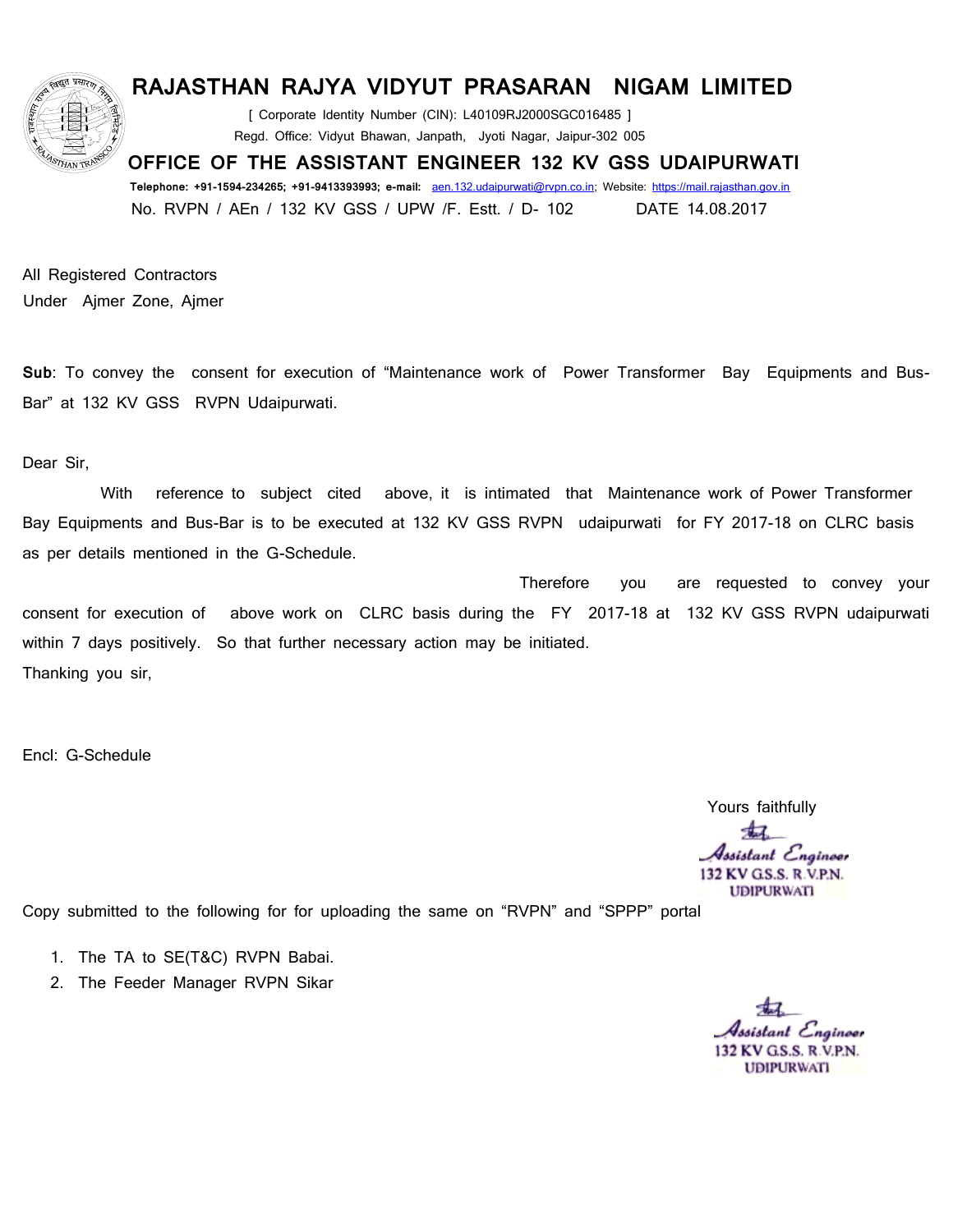# RAJASTHAN RAJYA VIDYUT PRASARAN NIGAM LIMITED

[ Corporate Identity Number (CIN): L40109RJ2000SGC016485 ]

Regd. Office: Vidyut Bhawan, Janpath, Jyoti Nagar, Jaipur-302 005

## OFFICE OF THE ASSISTANT ENGINEER 132 KV GSS UDAIPURWATI

**Telephone: +91-1594-234265; +91-9413393993; e-mail:** aen.132.udaipurwati@rvpn.co.in; Website: https://mail.rajasthan.gov.in

No. RVPN / AEn / 132 KV GSS / UPW /F. Estt. / D- 102 DATE 14.08.2017

All Registered Contractors

Under Ajmer Zone, Ajmer

**Sub**: To convey the consent for execution of "Maintenance work of Power Transformer Bay Equipments and Bus-Bar" at 132 KV GSS RVPN Udaipurwati.

Dear Sir,

With reference to subject cited above, it is intimated that Maintenance work of Power Transformer Bay Equipments and Bus-Bar is to be executed at 132 KV GSS RVPN udaipurwati for FY 2017-18 on CLRC basis as per details mentioned in the G-Schedule.

Therefore you are requested to convey your consent for execution of above work on CLRC basis during the FY 2017-18 at 132 KV GSS RVPN udaipurwati within 7 days positively. So that further necessary action may be initiated.

Thanking you sir,

Encl: G-Schedule

Yours faithfully

Assistant Engineer
132 KV G.S.S. R.V.P.N.
UDIPURWATI

Copy submitted to the following for for uploading the same on "RVPN" and "SPPP" portal

1. The TA to SE(T&C) RVPN Babai.
2. The Feeder Manager RVPN Sikar

Assistant Engineer
132 KV G.S.S. R.V.P.N.
UDIPURWATI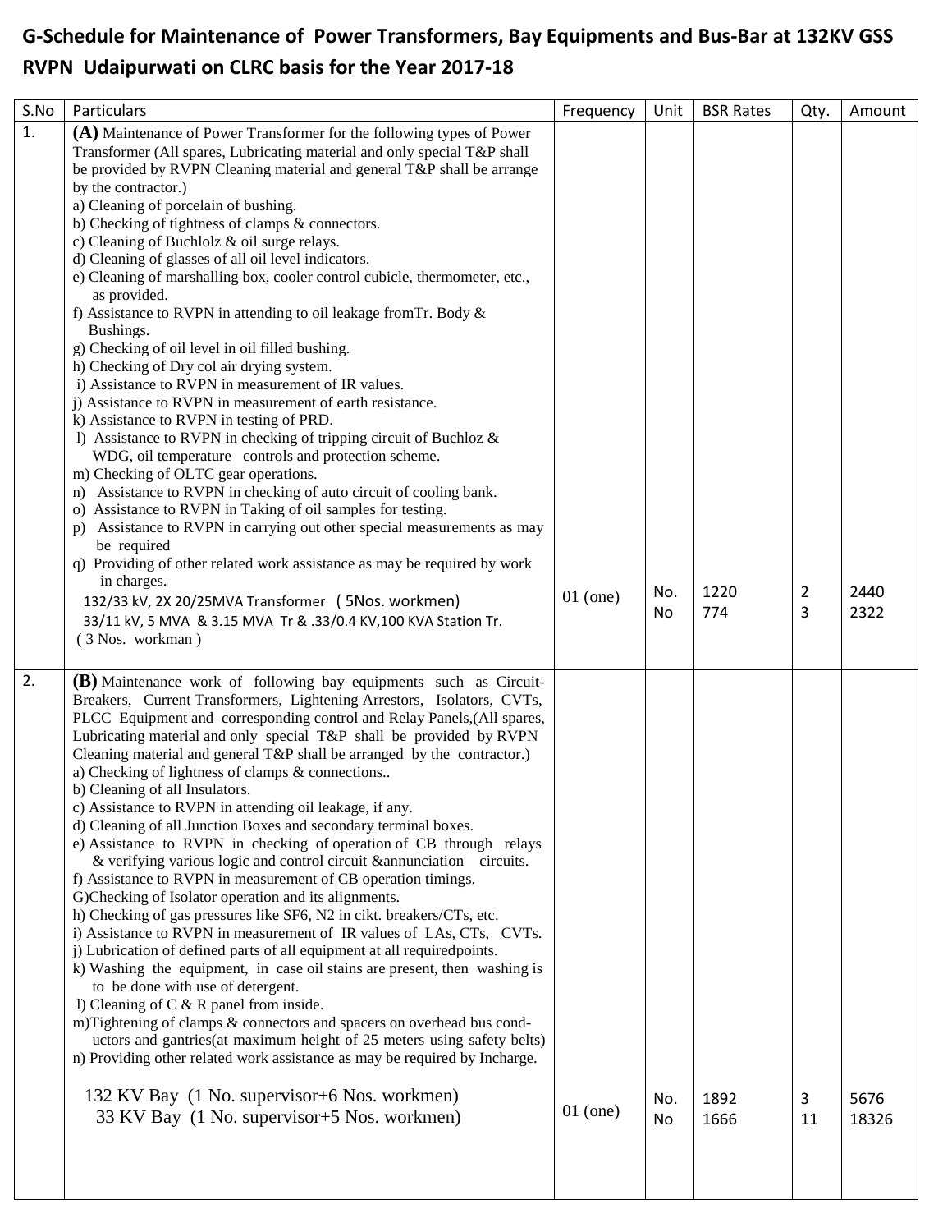# G-Schedule for Maintenance of Power Transformers, Bay Equipments and Bus-Bar at 132KV GSS RVPN Udaipurwati on CLRC basis for the Year 2017-18

| S.No | Particulars | Frequency | Unit | BSR Rates | Qty. | Amount |
|---|---|---|---|---|---|---|
| 1. | **(A)** Maintenance of Power Transformer for the following types of Power Transformer (All spares, Lubricating material and only special T&P shall be provided by RVPN Cleaning material and general T&P shall be arrange by the contractor.)<br>a) Cleaning of porcelain of bushing.<br>b) Checking of tightness of clamps & connectors.<br>c) Cleaning of Buchlolz & oil surge relays.<br>d) Cleaning of glasses of all oil level indicators.<br>e) Cleaning of marshalling box, cooler control cubicle, thermometer, etc., as provided.<br>f) Assistance to RVPN in attending to oil leakage fromTr. Body & Bushings.<br>g) Checking of oil level in oil filled bushing.<br>h) Checking of Dry col air drying system.<br>i) Assistance to RVPN in measurement of IR values.<br>j) Assistance to RVPN in measurement of earth resistance.<br>k) Assistance to RVPN in testing of PRD.<br>l) Assistance to RVPN in checking of tripping circuit of Buchloz & WDG, oil temperature controls and protection scheme.<br>m) Checking of OLTC gear operations.<br>n) Assistance to RVPN in checking of auto circuit of cooling bank.<br>o) Assistance to RVPN in Taking of oil samples for testing.<br>p) Assistance to RVPN in carrying out other special measurements as may be required<br>q) Providing of other related work assistance as may be required by work in charges.<br>132/33 kV, 2X 20/25MVA Transformer ( 5Nos. workmen)<br>33/11 kV, 5 MVA & 3.15 MVA Tr & .33/0.4 KV,100 KVA Station Tr. ( 3 Nos. workman ) | 01 (one) | No.<br>No | 1220<br>774 | 2<br>3 | 2440<br>2322 |
| 2. | **(B)** Maintenance work of following bay equipments such as Circuit-Breakers, Current Transformers, Lightening Arrestors, Isolators, CVTs, PLCC Equipment and corresponding control and Relay Panels,(All spares, Lubricating material and only special T&P shall be provided by RVPN Cleaning material and general T&P shall be arranged by the contractor.)<br>a) Checking of lightness of clamps & connections..<br>b) Cleaning of all Insulators.<br>c) Assistance to RVPN in attending oil leakage, if any.<br>d) Cleaning of all Junction Boxes and secondary terminal boxes.<br>e) Assistance to RVPN in checking of operation of CB through relays & verifying various logic and control circuit &annunciation circuits.<br>f) Assistance to RVPN in measurement of CB operation timings.<br>G)Checking of Isolator operation and its alignments.<br>h) Checking of gas pressures like SF6, N2 in cikt. breakers/CTs, etc.<br>i) Assistance to RVPN in measurement of IR values of LAs, CTs, CVTs.<br>j) Lubrication of defined parts of all equipment at all requiredpoints.<br>k) Washing the equipment, in case oil stains are present, then washing is to be done with use of detergent.<br>l) Cleaning of C & R panel from inside.<br>m)Tightening of clamps & connectors and spacers on overhead bus conductors and gantries(at maximum height of 25 meters using safety belts)<br>n) Providing other related work assistance as may be required by Incharge.<br>132 KV Bay (1 No. supervisor+6 Nos. workmen)<br>33 KV Bay (1 No. supervisor+5 Nos. workmen) | 01 (one) | No.<br>No | 1892<br>1666 | 3<br>11 | 5676<br>18326 |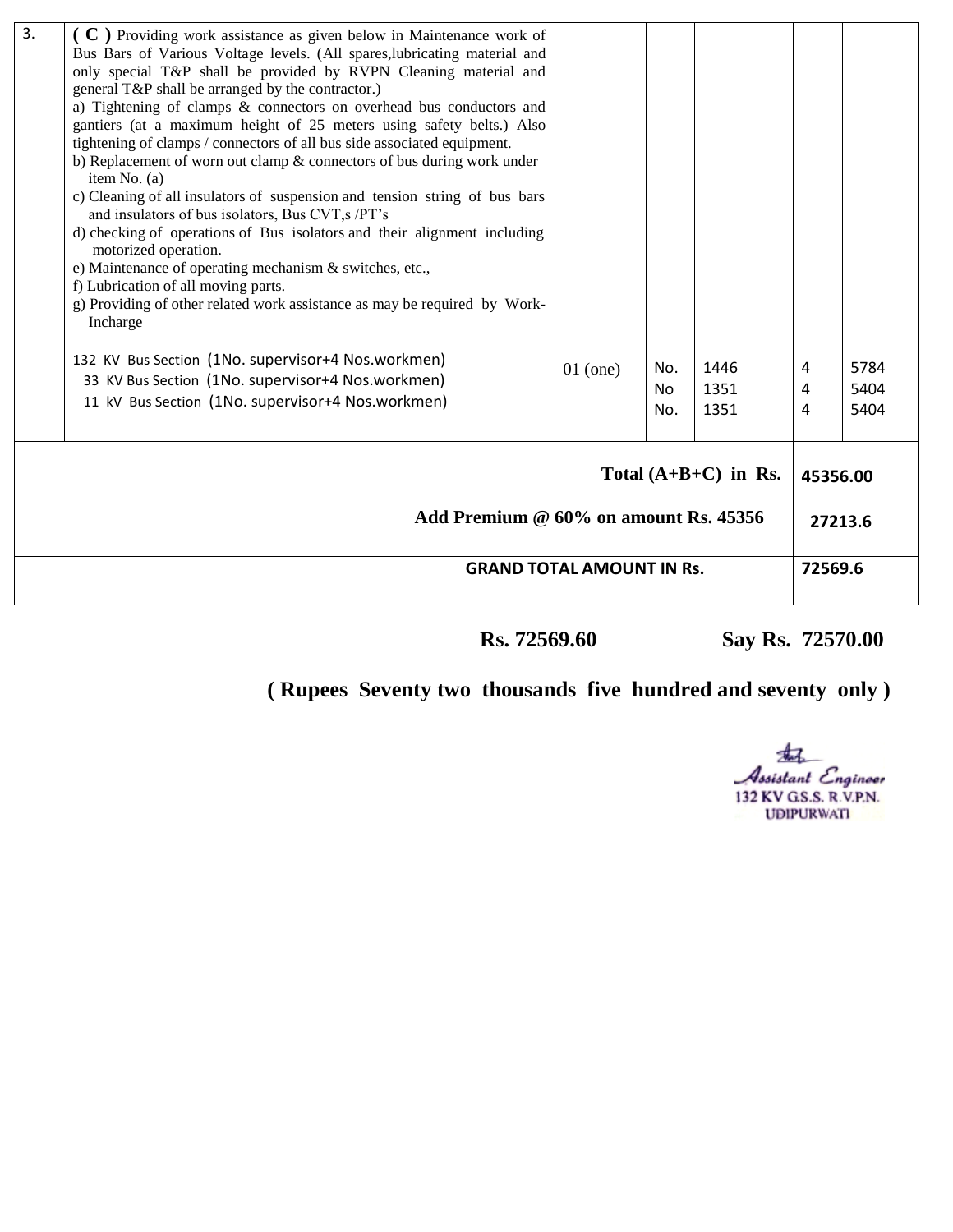| | | | | | | |
|---|---|---|---|---|---|---|
| 3. | **( C )** Providing work assistance as given below in Maintenance work of Bus Bars of Various Voltage levels. (All spares,lubricating material and only special T&P shall be provided by RVPN Cleaning material and general T&P shall be arranged by the contractor.)<br>a) Tightening of clamps & connectors on overhead bus conductors and gantiers (at a maximum height of 25 meters using safety belts.) Also tightening of clamps / connectors of all bus side associated equipment.<br>b) Replacement of worn out clamp & connectors of bus during work under item No. (a)<br>c) Cleaning of all insulators of suspension and tension string of bus bars and insulators of bus isolators, Bus CVT,s /PT's<br>d) checking of operations of Bus isolators and their alignment including motorized operation.<br>e) Maintenance of operating mechanism & switches, etc.,<br>f) Lubrication of all moving parts.<br>g) Providing of other related work assistance as may be required by Work-Incharge<br><br>132 KV Bus Section (1No. supervisor+4 Nos.workmen)<br>33 KV Bus Section (1No. supervisor+4 Nos.workmen)<br>11 kV Bus Section (1No. supervisor+4 Nos.workmen) | 01 (one) | No.<br>No<br>No. | 1446<br>1351<br>1351 | 4<br>4<br>4 | 5784<br>5404<br>5404 |
| | **Total (A+B+C) in Rs.** | | | | **45356.00** | |
| | **Add Premium @ 60% on amount Rs. 45356** | | | | **27213.6** | |
| | **GRAND TOTAL AMOUNT IN Rs.** | | | | **72569.6** | |

**Rs. 72569.60** **Say Rs. 72570.00**

**( Rupees Seventy two thousands five hundred and seventy only )**

Assistant Engineer
132 KV G.S.S. R.V.P.N.
UDIPURWATI